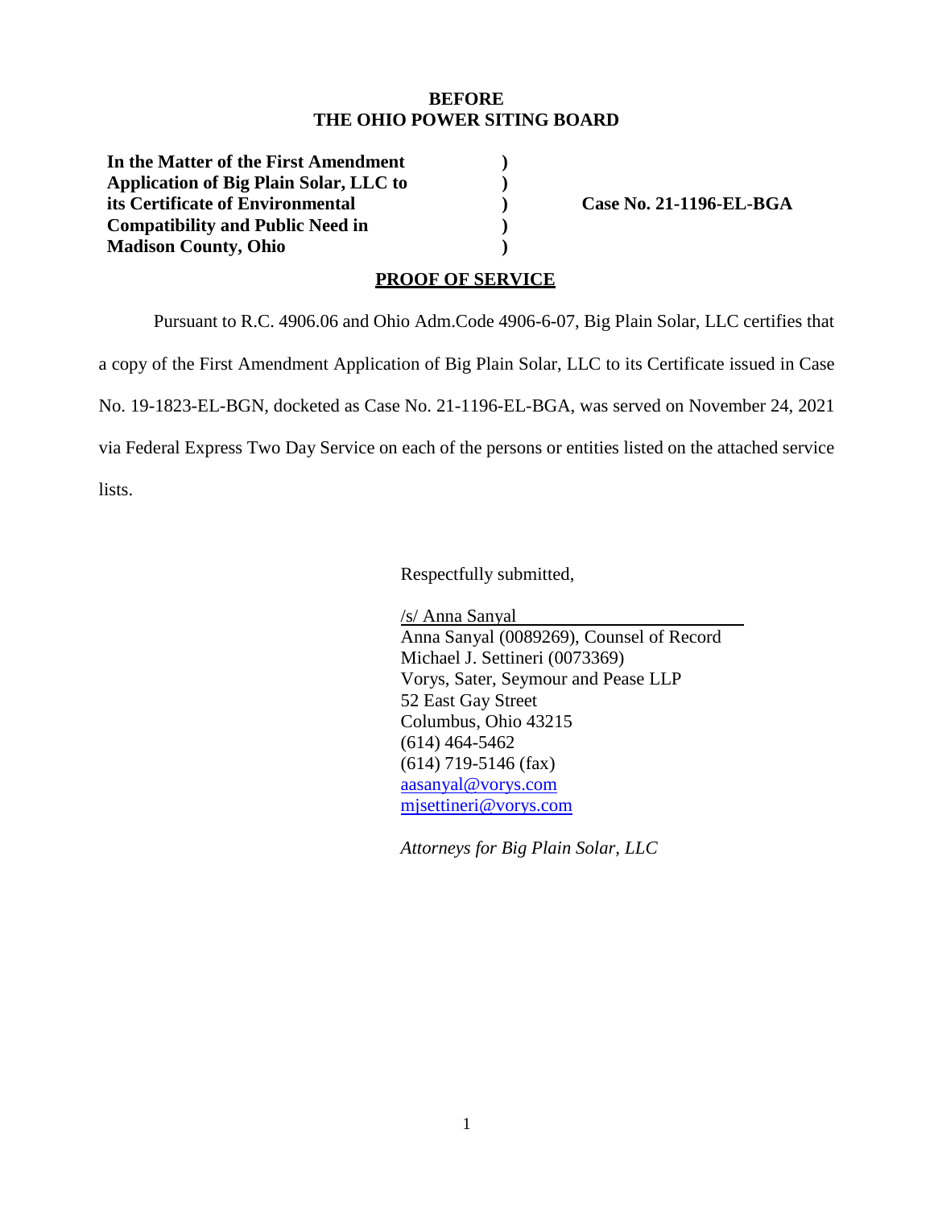**BEFORE**
**THE OHIO POWER SITING BOARD**

| | | |
|---|---|---|
| **In the Matter of the First Amendment Application of Big Plain Solar, LLC to its Certificate of Environmental Compatibility and Public Need in Madison County, Ohio** | **)** **)** **)** **)** **)** | **Case No. 21-1196-EL-BGA** |

**PROOF OF SERVICE**

Pursuant to R.C. 4906.06 and Ohio Adm.Code 4906-6-07, Big Plain Solar, LLC certifies that a copy of the First Amendment Application of Big Plain Solar, LLC to its Certificate issued in Case No. 19-1823-EL-BGN, docketed as Case No. 21-1196-EL-BGA, was served on November 24, 2021 via Federal Express Two Day Service on each of the persons or entities listed on the attached service lists.

Respectfully submitted,

/s/ Anna Sanyal
Anna Sanyal (0089269), Counsel of Record
Michael J. Settineri (0073369)
Vorys, Sater, Seymour and Pease LLP
52 East Gay Street
Columbus, Ohio 43215
(614) 464-5462
(614) 719-5146 (fax)
aasanyal@vorys.com
mjsettineri@vorys.com

*Attorneys for Big Plain Solar, LLC*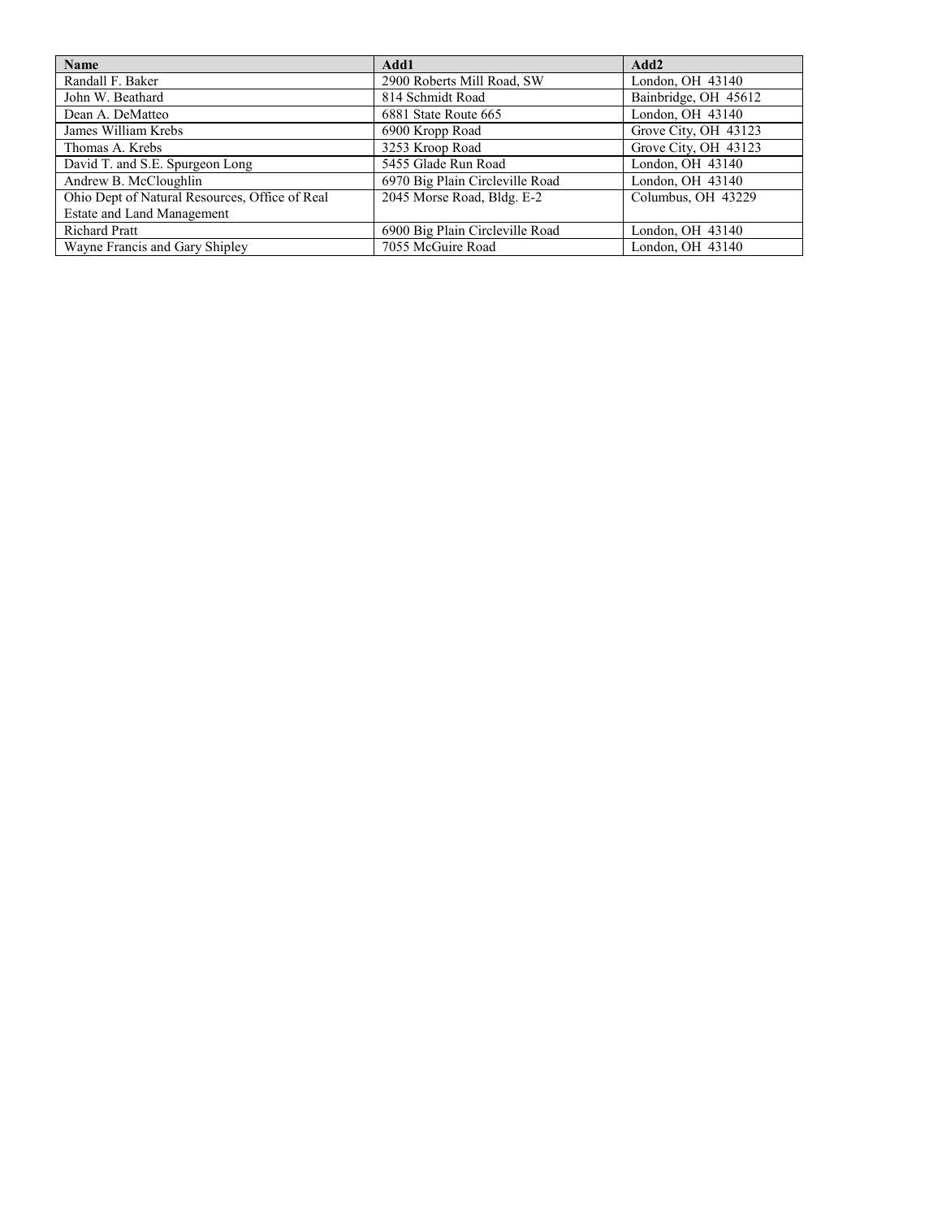| Name | Add1 | Add2 |
| --- | --- | --- |
| Randall F. Baker | 2900 Roberts Mill Road, SW | London, OH 43140 |
| John W. Beathard | 814 Schmidt Road | Bainbridge, OH 45612 |
| Dean A. DeMatteo | 6881 State Route 665 | London, OH 43140 |
| James William Krebs | 6900 Kropp Road | Grove City, OH 43123 |
| Thomas A. Krebs | 3253 Kroop Road | Grove City, OH 43123 |
| David T. and S.E. Spurgeon Long | 5455 Glade Run Road | London, OH 43140 |
| Andrew B. McCloughlin | 6970 Big Plain Circleville Road | London, OH 43140 |
| Ohio Dept of Natural Resources, Office of Real Estate and Land Management | 2045 Morse Road, Bldg. E-2 | Columbus, OH 43229 |
| Richard Pratt | 6900 Big Plain Circleville Road | London, OH 43140 |
| Wayne Francis and Gary Shipley | 7055 McGuire Road | London, OH 43140 |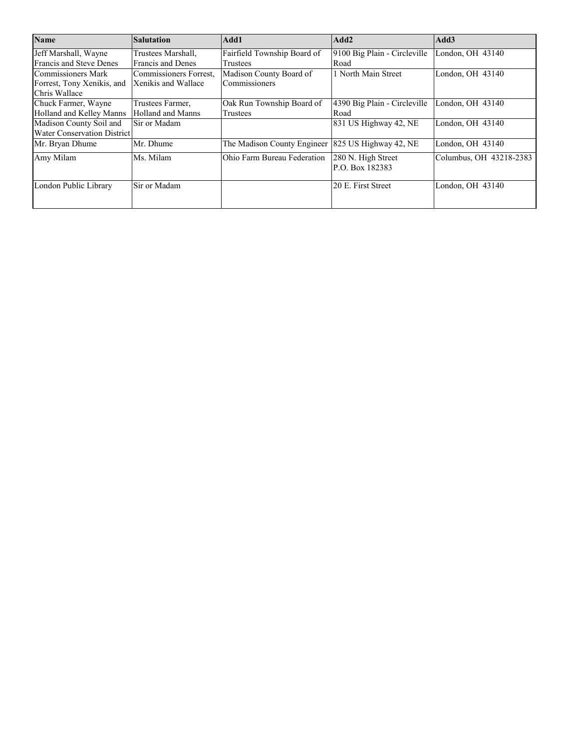| Name | Salutation | Add1 | Add2 | Add3 |
|---|---|---|---|---|
| Jeff Marshall, Wayne Francis and Steve Denes | Trustees Marshall, Francis and Denes | Fairfield Township Board of Trustees | 9100 Big Plain - Circleville Road | London, OH 43140 |
| Commissioners Mark Forrest, Tony Xenikis, and Chris Wallace | Commissioners Forrest, Xenikis and Wallace | Madison County Board of Commissioners | 1 North Main Street | London, OH 43140 |
| Chuck Farmer, Wayne Holland and Kelley Manns | Trustees Farmer, Holland and Manns | Oak Run Township Board of Trustees | 4390 Big Plain - Circleville Road | London, OH 43140 |
| Madison County Soil and Water Conservation District | Sir or Madam | | 831 US Highway 42, NE | London, OH 43140 |
| Mr. Bryan Dhume | Mr. Dhume | The Madison County Engineer | 825 US Highway 42, NE | London, OH 43140 |
| Amy Milam | Ms. Milam | Ohio Farm Bureau Federation | 280 N. High Street P.O. Box 182383 | Columbus, OH 43218-2383 |
| London Public Library | Sir or Madam | | 20 E. First Street | London, OH 43140 |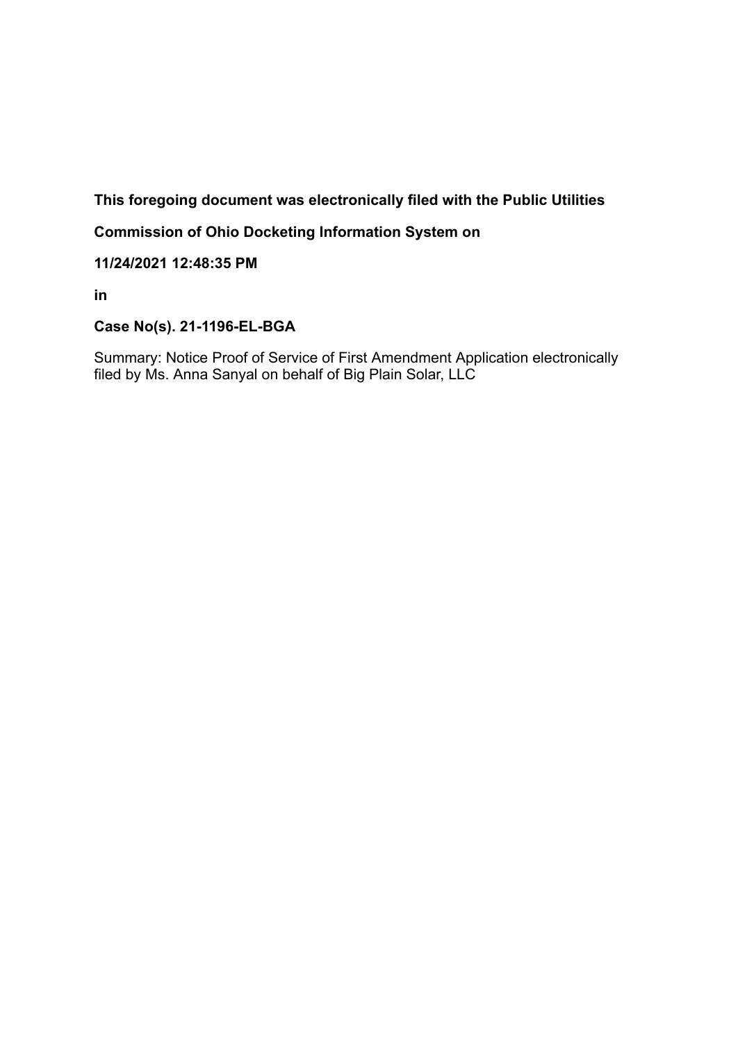**This foregoing document was electronically filed with the Public Utilities**

**Commission of Ohio Docketing Information System on**

**11/24/2021 12:48:35 PM**

**in**

**Case No(s). 21-1196-EL-BGA**

Summary: Notice Proof of Service of First Amendment Application electronically filed by Ms. Anna Sanyal on behalf of Big Plain Solar, LLC